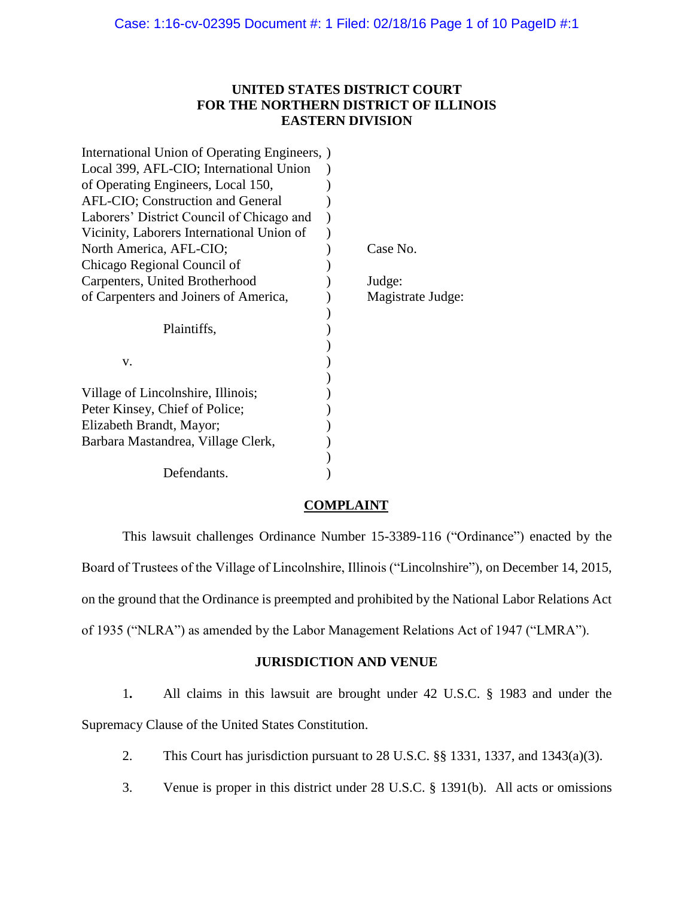**UNITED STATES DISTRICT COURT**
**FOR THE NORTHERN DISTRICT OF ILLINOIS**
**EASTERN DIVISION**

International Union of Operating Engineers, Local 399, AFL-CIO; International Union of Operating Engineers, Local 150, AFL-CIO; Construction and General Laborers' District Council of Chicago and Vicinity, Laborers International Union of North America, AFL-CIO; Chicago Regional Council of Carpenters, United Brotherhood of Carpenters and Joiners of America,

Plaintiffs,

v.

Village of Lincolnshire, Illinois; Peter Kinsey, Chief of Police; Elizabeth Brandt, Mayor; Barbara Mastandrea, Village Clerk,

Defendants.

Case No.

Judge:
Magistrate Judge:

**COMPLAINT**

This lawsuit challenges Ordinance Number 15-3389-116 ("Ordinance") enacted by the Board of Trustees of the Village of Lincolnshire, Illinois ("Lincolnshire"), on December 14, 2015, on the ground that the Ordinance is preempted and prohibited by the National Labor Relations Act of 1935 ("NLRA") as amended by the Labor Management Relations Act of 1947 ("LMRA").

**JURISDICTION AND VENUE**

1. All claims in this lawsuit are brought under 42 U.S.C. § 1983 and under the Supremacy Clause of the United States Constitution.

2. This Court has jurisdiction pursuant to 28 U.S.C. §§ 1331, 1337, and 1343(a)(3).

3. Venue is proper in this district under 28 U.S.C. § 1391(b). All acts or omissions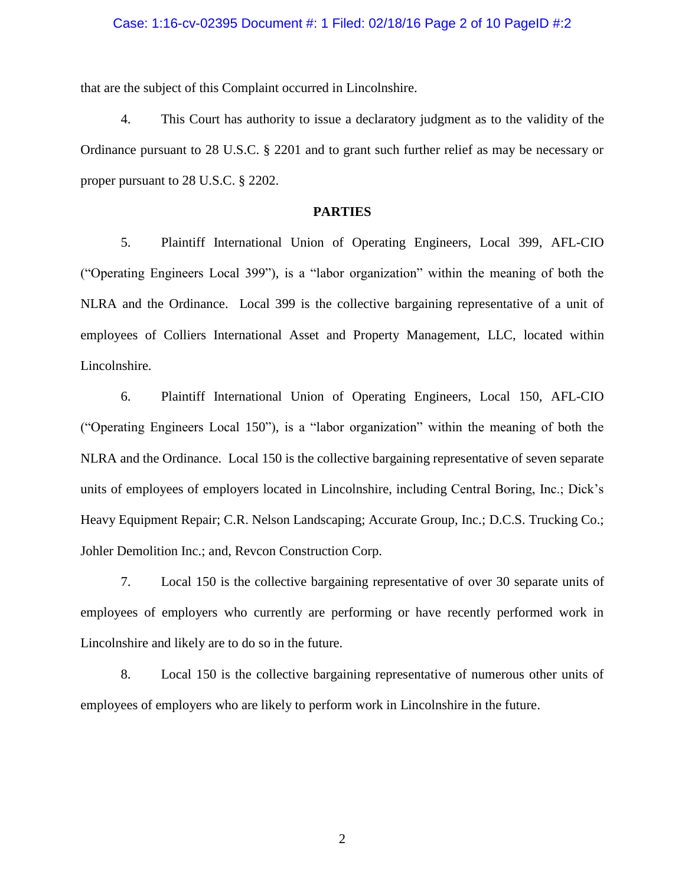that are the subject of this Complaint occurred in Lincolnshire.

4. This Court has authority to issue a declaratory judgment as to the validity of the Ordinance pursuant to 28 U.S.C. § 2201 and to grant such further relief as may be necessary or proper pursuant to 28 U.S.C. § 2202.

**PARTIES**

5. Plaintiff International Union of Operating Engineers, Local 399, AFL-CIO ("Operating Engineers Local 399"), is a "labor organization" within the meaning of both the NLRA and the Ordinance. Local 399 is the collective bargaining representative of a unit of employees of Colliers International Asset and Property Management, LLC, located within Lincolnshire.

6. Plaintiff International Union of Operating Engineers, Local 150, AFL-CIO ("Operating Engineers Local 150"), is a "labor organization" within the meaning of both the NLRA and the Ordinance. Local 150 is the collective bargaining representative of seven separate units of employees of employers located in Lincolnshire, including Central Boring, Inc.; Dick's Heavy Equipment Repair; C.R. Nelson Landscaping; Accurate Group, Inc.; D.C.S. Trucking Co.; Johler Demolition Inc.; and, Revcon Construction Corp.

7. Local 150 is the collective bargaining representative of over 30 separate units of employees of employers who currently are performing or have recently performed work in Lincolnshire and likely are to do so in the future.

8. Local 150 is the collective bargaining representative of numerous other units of employees of employers who are likely to perform work in Lincolnshire in the future.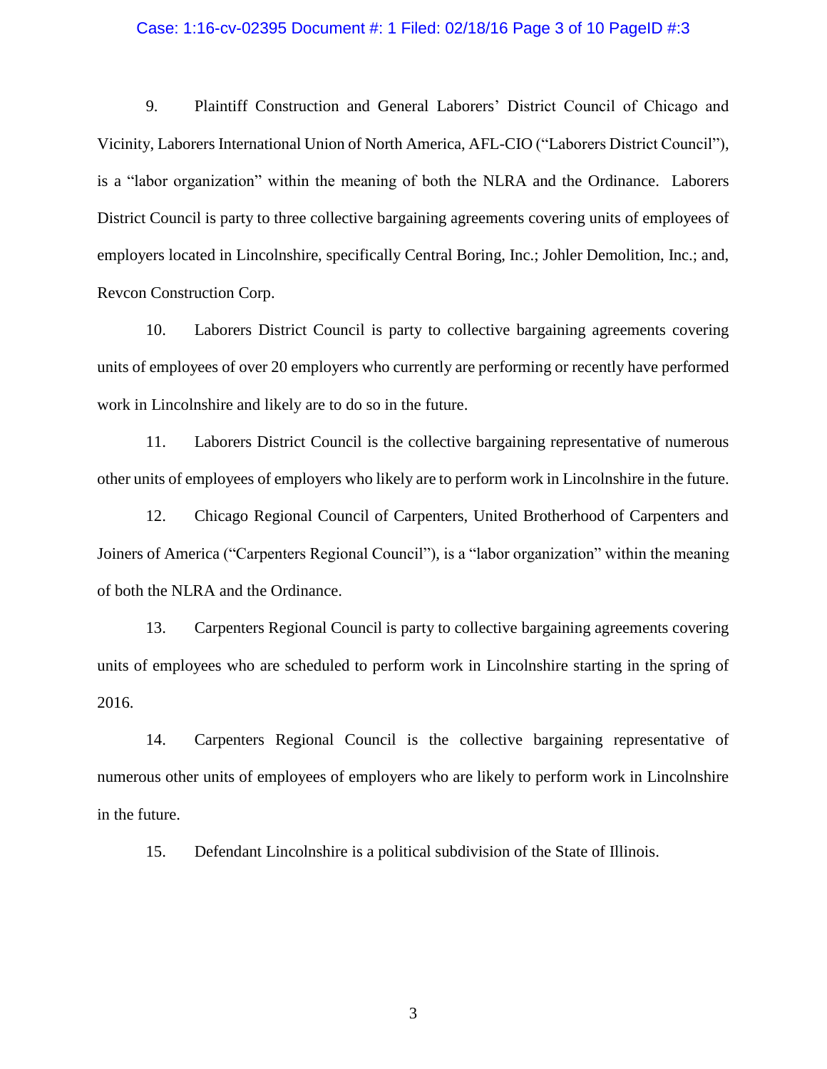9. Plaintiff Construction and General Laborers' District Council of Chicago and Vicinity, Laborers International Union of North America, AFL-CIO ("Laborers District Council"), is a "labor organization" within the meaning of both the NLRA and the Ordinance. Laborers District Council is party to three collective bargaining agreements covering units of employees of employers located in Lincolnshire, specifically Central Boring, Inc.; Johler Demolition, Inc.; and, Revcon Construction Corp.

10. Laborers District Council is party to collective bargaining agreements covering units of employees of over 20 employers who currently are performing or recently have performed work in Lincolnshire and likely are to do so in the future.

11. Laborers District Council is the collective bargaining representative of numerous other units of employees of employers who likely are to perform work in Lincolnshire in the future.

12. Chicago Regional Council of Carpenters, United Brotherhood of Carpenters and Joiners of America ("Carpenters Regional Council"), is a "labor organization" within the meaning of both the NLRA and the Ordinance.

13. Carpenters Regional Council is party to collective bargaining agreements covering units of employees who are scheduled to perform work in Lincolnshire starting in the spring of 2016.

14. Carpenters Regional Council is the collective bargaining representative of numerous other units of employees of employers who are likely to perform work in Lincolnshire in the future.

15. Defendant Lincolnshire is a political subdivision of the State of Illinois.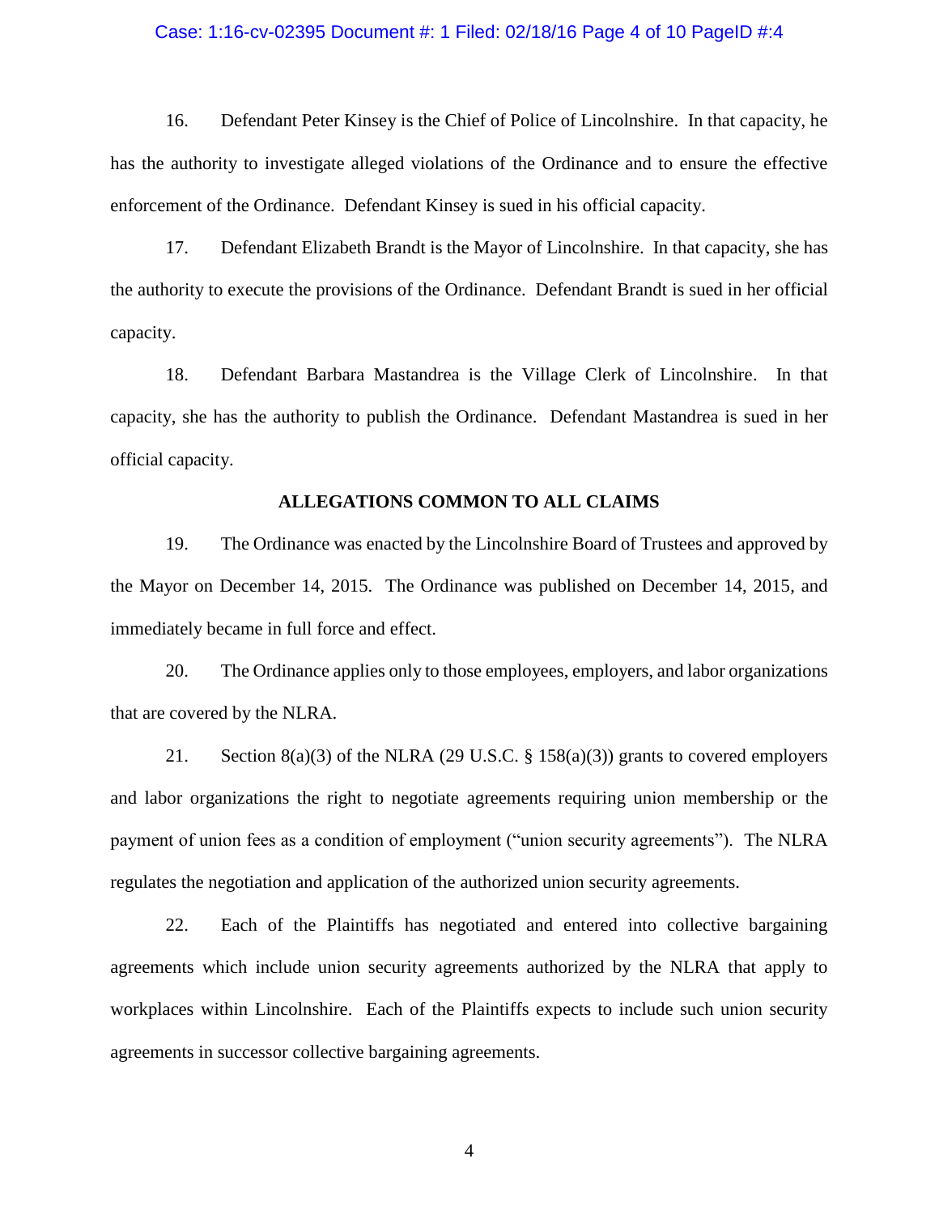16. Defendant Peter Kinsey is the Chief of Police of Lincolnshire. In that capacity, he has the authority to investigate alleged violations of the Ordinance and to ensure the effective enforcement of the Ordinance. Defendant Kinsey is sued in his official capacity.

17. Defendant Elizabeth Brandt is the Mayor of Lincolnshire. In that capacity, she has the authority to execute the provisions of the Ordinance. Defendant Brandt is sued in her official capacity.

18. Defendant Barbara Mastandrea is the Village Clerk of Lincolnshire. In that capacity, she has the authority to publish the Ordinance. Defendant Mastandrea is sued in her official capacity.

## ALLEGATIONS COMMON TO ALL CLAIMS

19. The Ordinance was enacted by the Lincolnshire Board of Trustees and approved by the Mayor on December 14, 2015. The Ordinance was published on December 14, 2015, and immediately became in full force and effect.

20. The Ordinance applies only to those employees, employers, and labor organizations that are covered by the NLRA.

21. Section 8(a)(3) of the NLRA (29 U.S.C. § 158(a)(3)) grants to covered employers and labor organizations the right to negotiate agreements requiring union membership or the payment of union fees as a condition of employment ("union security agreements"). The NLRA regulates the negotiation and application of the authorized union security agreements.

22. Each of the Plaintiffs has negotiated and entered into collective bargaining agreements which include union security agreements authorized by the NLRA that apply to workplaces within Lincolnshire. Each of the Plaintiffs expects to include such union security agreements in successor collective bargaining agreements.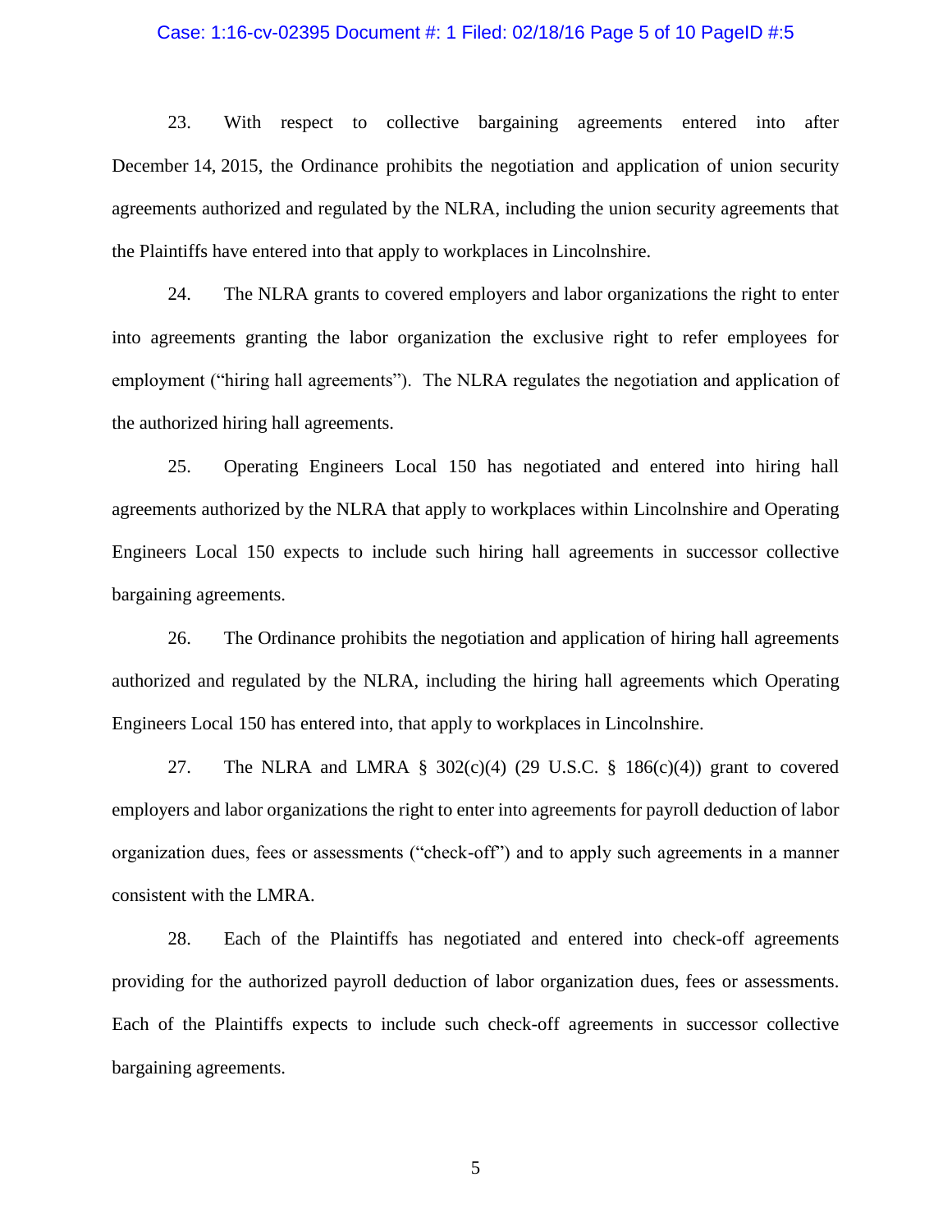23. With respect to collective bargaining agreements entered into after December 14, 2015, the Ordinance prohibits the negotiation and application of union security agreements authorized and regulated by the NLRA, including the union security agreements that the Plaintiffs have entered into that apply to workplaces in Lincolnshire.

24. The NLRA grants to covered employers and labor organizations the right to enter into agreements granting the labor organization the exclusive right to refer employees for employment ("hiring hall agreements"). The NLRA regulates the negotiation and application of the authorized hiring hall agreements.

25. Operating Engineers Local 150 has negotiated and entered into hiring hall agreements authorized by the NLRA that apply to workplaces within Lincolnshire and Operating Engineers Local 150 expects to include such hiring hall agreements in successor collective bargaining agreements.

26. The Ordinance prohibits the negotiation and application of hiring hall agreements authorized and regulated by the NLRA, including the hiring hall agreements which Operating Engineers Local 150 has entered into, that apply to workplaces in Lincolnshire.

27. The NLRA and LMRA § 302(c)(4) (29 U.S.C. § 186(c)(4)) grant to covered employers and labor organizations the right to enter into agreements for payroll deduction of labor organization dues, fees or assessments ("check-off") and to apply such agreements in a manner consistent with the LMRA.

28. Each of the Plaintiffs has negotiated and entered into check-off agreements providing for the authorized payroll deduction of labor organization dues, fees or assessments. Each of the Plaintiffs expects to include such check-off agreements in successor collective bargaining agreements.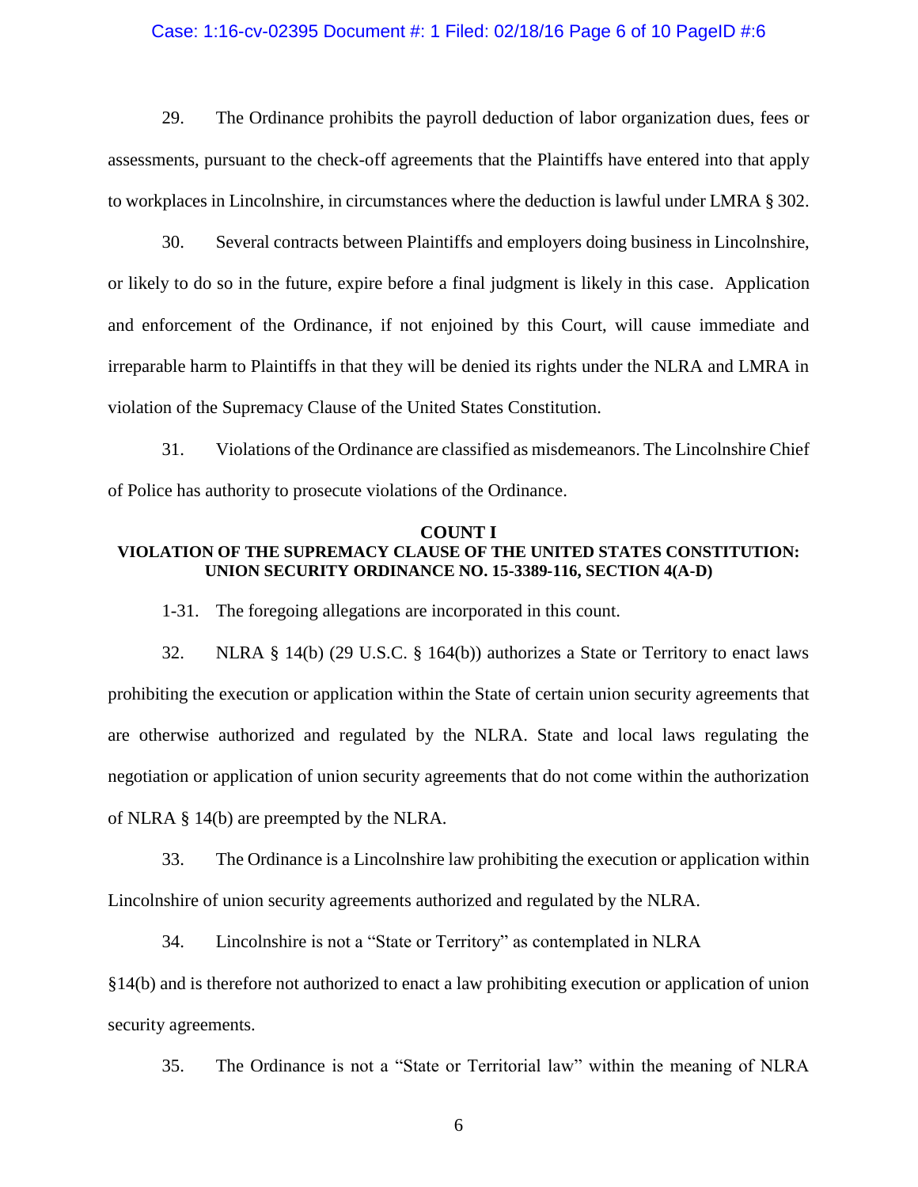29. The Ordinance prohibits the payroll deduction of labor organization dues, fees or assessments, pursuant to the check-off agreements that the Plaintiffs have entered into that apply to workplaces in Lincolnshire, in circumstances where the deduction is lawful under LMRA § 302.

30. Several contracts between Plaintiffs and employers doing business in Lincolnshire, or likely to do so in the future, expire before a final judgment is likely in this case. Application and enforcement of the Ordinance, if not enjoined by this Court, will cause immediate and irreparable harm to Plaintiffs in that they will be denied its rights under the NLRA and LMRA in violation of the Supremacy Clause of the United States Constitution.

31. Violations of the Ordinance are classified as misdemeanors. The Lincolnshire Chief of Police has authority to prosecute violations of the Ordinance.

**COUNT I**
**VIOLATION OF THE SUPREMACY CLAUSE OF THE UNITED STATES CONSTITUTION: UNION SECURITY ORDINANCE NO. 15-3389-116, SECTION 4(A-D)**

1-31. The foregoing allegations are incorporated in this count.

32. NLRA § 14(b) (29 U.S.C. § 164(b)) authorizes a State or Territory to enact laws prohibiting the execution or application within the State of certain union security agreements that are otherwise authorized and regulated by the NLRA. State and local laws regulating the negotiation or application of union security agreements that do not come within the authorization of NLRA § 14(b) are preempted by the NLRA.

33. The Ordinance is a Lincolnshire law prohibiting the execution or application within Lincolnshire of union security agreements authorized and regulated by the NLRA.

34. Lincolnshire is not a "State or Territory" as contemplated in NLRA §14(b) and is therefore not authorized to enact a law prohibiting execution or application of union security agreements.

35. The Ordinance is not a "State or Territorial law" within the meaning of NLRA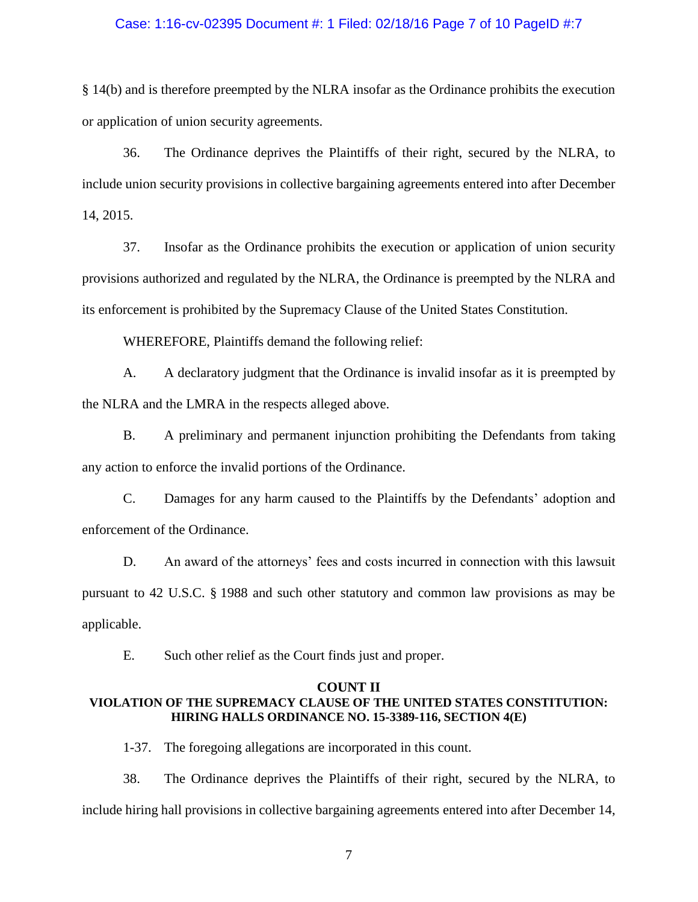§ 14(b) and is therefore preempted by the NLRA insofar as the Ordinance prohibits the execution or application of union security agreements.

36. The Ordinance deprives the Plaintiffs of their right, secured by the NLRA, to include union security provisions in collective bargaining agreements entered into after December 14, 2015.

37. Insofar as the Ordinance prohibits the execution or application of union security provisions authorized and regulated by the NLRA, the Ordinance is preempted by the NLRA and its enforcement is prohibited by the Supremacy Clause of the United States Constitution.

WHEREFORE, Plaintiffs demand the following relief:

A. A declaratory judgment that the Ordinance is invalid insofar as it is preempted by the NLRA and the LMRA in the respects alleged above.

B. A preliminary and permanent injunction prohibiting the Defendants from taking any action to enforce the invalid portions of the Ordinance.

C. Damages for any harm caused to the Plaintiffs by the Defendants' adoption and enforcement of the Ordinance.

D. An award of the attorneys' fees and costs incurred in connection with this lawsuit pursuant to 42 U.S.C. § 1988 and such other statutory and common law provisions as may be applicable.

E. Such other relief as the Court finds just and proper.

**COUNT II**

**VIOLATION OF THE SUPREMACY CLAUSE OF THE UNITED STATES CONSTITUTION: HIRING HALLS ORDINANCE NO. 15-3389-116, SECTION 4(E)**

1-37. The foregoing allegations are incorporated in this count.

38. The Ordinance deprives the Plaintiffs of their right, secured by the NLRA, to include hiring hall provisions in collective bargaining agreements entered into after December 14,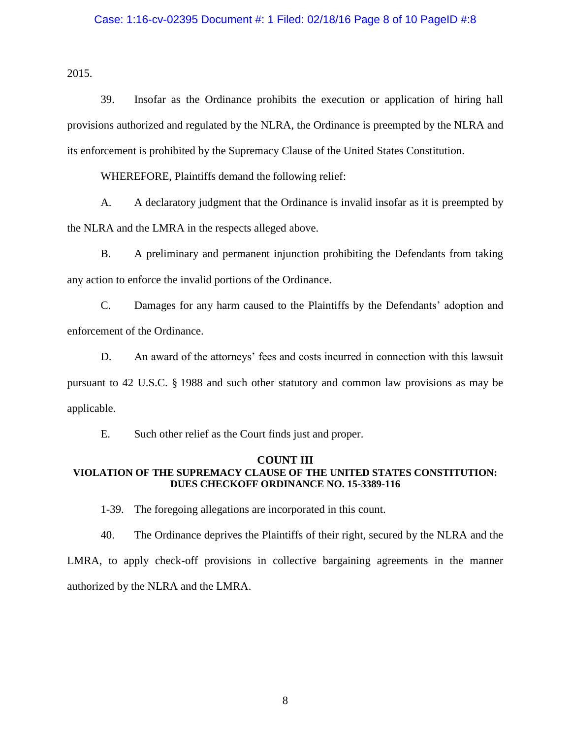2015.

39. Insofar as the Ordinance prohibits the execution or application of hiring hall provisions authorized and regulated by the NLRA, the Ordinance is preempted by the NLRA and its enforcement is prohibited by the Supremacy Clause of the United States Constitution.

WHEREFORE, Plaintiffs demand the following relief:

A. A declaratory judgment that the Ordinance is invalid insofar as it is preempted by the NLRA and the LMRA in the respects alleged above.

B. A preliminary and permanent injunction prohibiting the Defendants from taking any action to enforce the invalid portions of the Ordinance.

C. Damages for any harm caused to the Plaintiffs by the Defendants' adoption and enforcement of the Ordinance.

D. An award of the attorneys' fees and costs incurred in connection with this lawsuit pursuant to 42 U.S.C. § 1988 and such other statutory and common law provisions as may be applicable.

E. Such other relief as the Court finds just and proper.

**COUNT III**
**VIOLATION OF THE SUPREMACY CLAUSE OF THE UNITED STATES CONSTITUTION: DUES CHECKOFF ORDINANCE NO. 15-3389-116**

1-39. The foregoing allegations are incorporated in this count.

40. The Ordinance deprives the Plaintiffs of their right, secured by the NLRA and the LMRA, to apply check-off provisions in collective bargaining agreements in the manner authorized by the NLRA and the LMRA.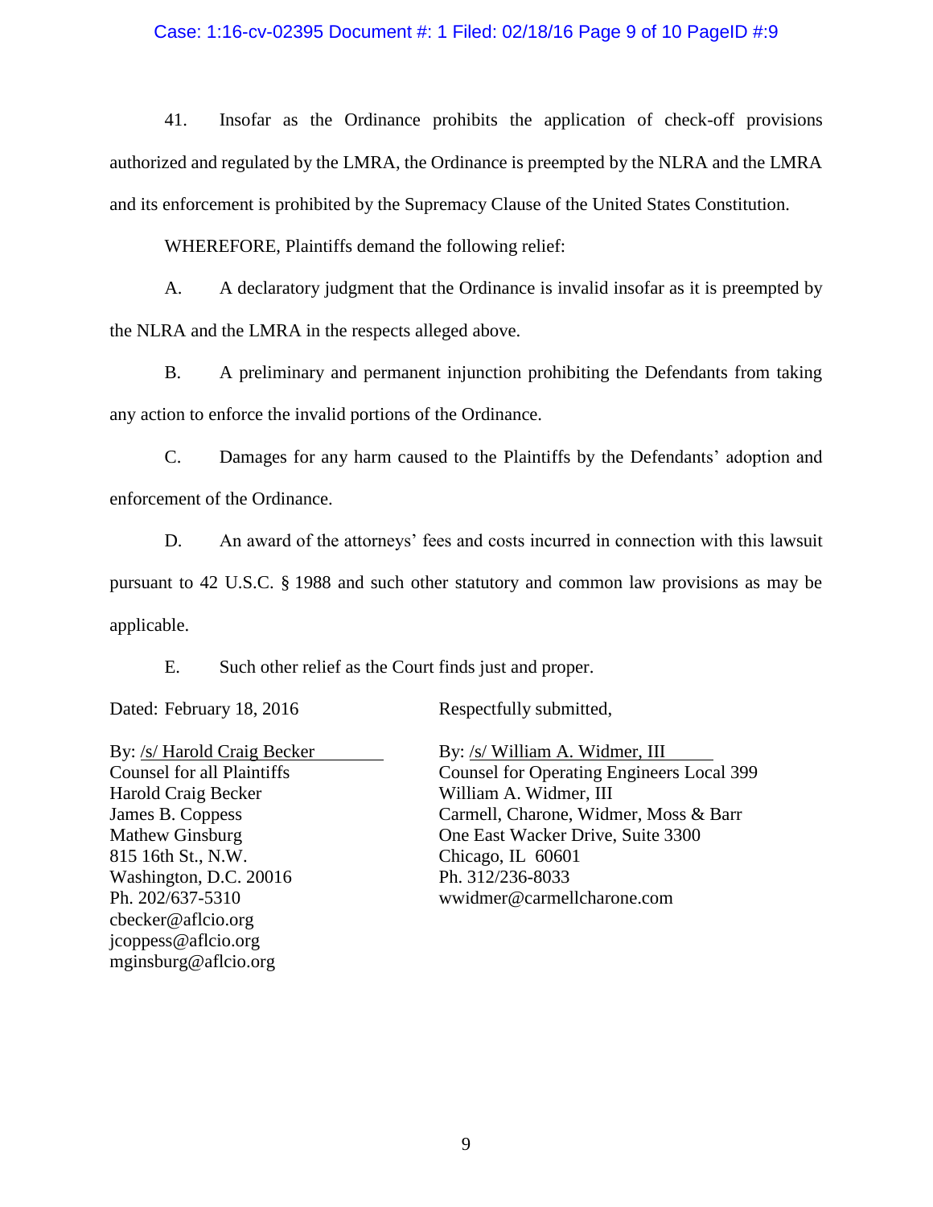41. Insofar as the Ordinance prohibits the application of check-off provisions authorized and regulated by the LMRA, the Ordinance is preempted by the NLRA and the LMRA and its enforcement is prohibited by the Supremacy Clause of the United States Constitution.

WHEREFORE, Plaintiffs demand the following relief:

A. A declaratory judgment that the Ordinance is invalid insofar as it is preempted by the NLRA and the LMRA in the respects alleged above.

B. A preliminary and permanent injunction prohibiting the Defendants from taking any action to enforce the invalid portions of the Ordinance.

C. Damages for any harm caused to the Plaintiffs by the Defendants' adoption and enforcement of the Ordinance.

D. An award of the attorneys' fees and costs incurred in connection with this lawsuit pursuant to 42 U.S.C. § 1988 and such other statutory and common law provisions as may be applicable.

E. Such other relief as the Court finds just and proper.

Dated: February 18, 2016

Respectfully submitted,

By: /s/ Harold Craig Becker
Counsel for all Plaintiffs
Harold Craig Becker
James B. Coppess
Mathew Ginsburg
815 16th St., N.W.
Washington, D.C. 20016
Ph. 202/637-5310
cbecker@aflcio.org
jcoppess@aflcio.org
mginsburg@aflcio.org

By: /s/ William A. Widmer, III
Counsel for Operating Engineers Local 399
William A. Widmer, III
Carmell, Charone, Widmer, Moss & Barr
One East Wacker Drive, Suite 3300
Chicago, IL 60601
Ph. 312/236-8033
wwidmer@carmellcharone.com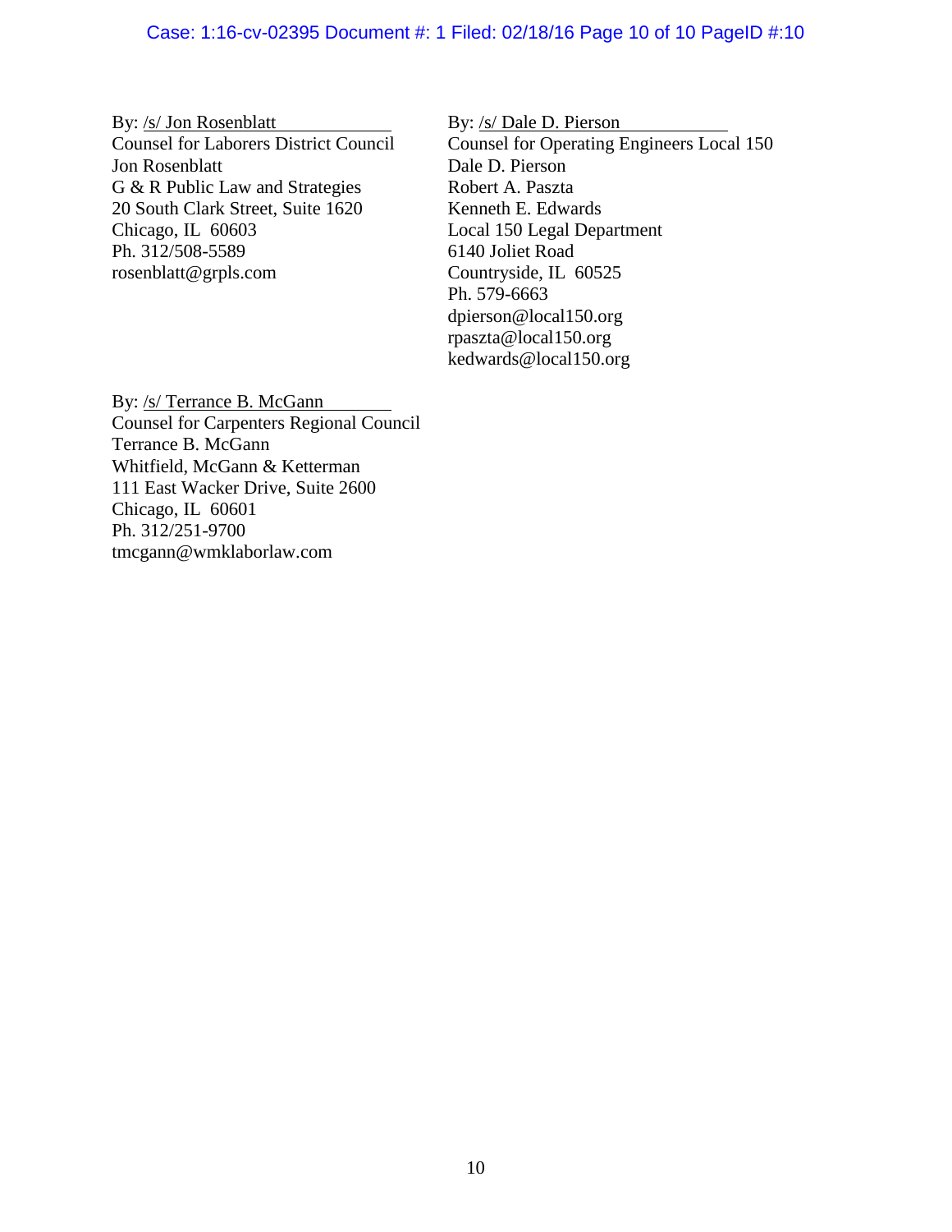By: /s/ Jon Rosenblatt
Counsel for Laborers District Council
Jon Rosenblatt
G & R Public Law and Strategies
20 South Clark Street, Suite 1620
Chicago, IL 60603
Ph. 312/508-5589
rosenblatt@grpls.com

By: /s/ Dale D. Pierson
Counsel for Operating Engineers Local 150
Dale D. Pierson
Robert A. Paszta
Kenneth E. Edwards
Local 150 Legal Department
6140 Joliet Road
Countryside, IL 60525
Ph. 579-6663
dpierson@local150.org
rpaszta@local150.org
kedwards@local150.org

By: /s/ Terrance B. McGann
Counsel for Carpenters Regional Council
Terrance B. McGann
Whitfield, McGann & Ketterman
111 East Wacker Drive, Suite 2600
Chicago, IL 60601
Ph. 312/251-9700
tmcgann@wmklaborlaw.com